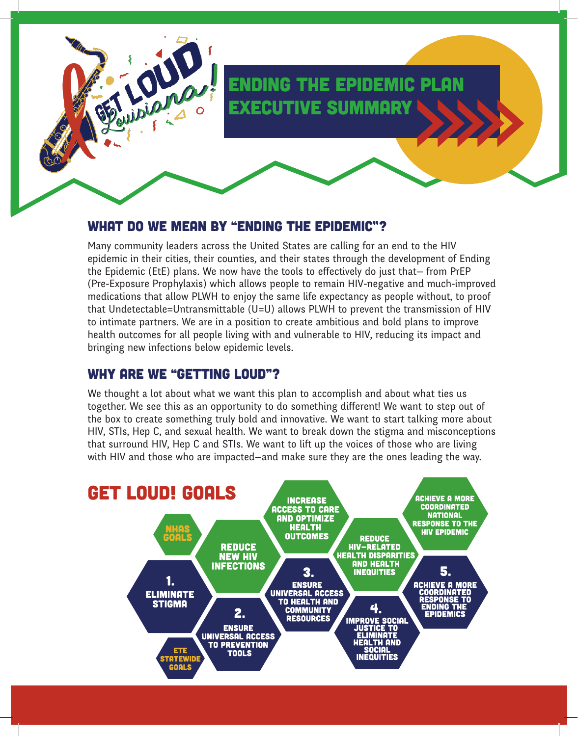# GET LOUD Louisiana!

# ENDING THE EPIDEMIC PLAN EXECUTIVE SUMMARY

## WHAT DO WE MEAN BY "ENDING THE EPIDEMIC"?

Many community leaders across the United States are calling for an end to the HIV epidemic in their cities, their counties, and their states through the development of Ending the Epidemic (EtE) plans. We now have the tools to effectively do just that– from PrEP (Pre-Exposure Prophylaxis) which allows people to remain HIV-negative and much-improved medications that allow PLWH to enjoy the same life expectancy as people without, to proof that Undetectable=Untransmittable (U=U) allows PLWH to prevent the transmission of HIV to intimate partners. We are in a position to create ambitious and bold plans to improve health outcomes for all people living with and vulnerable to HIV, reducing its impact and bringing new infections below epidemic levels.

## WHY ARE WE "GETTING LOUD"?

We thought a lot about what we want this plan to accomplish and about what ties us together. We see this as an opportunity to do something different! We want to step out of the box to create something truly bold and innovative. We want to start talking more about HIV, STIs, Hep C, and sexual health. We want to break down the stigma and misconceptions that surround HIV, Hep C and STIs. We want to lift up the voices of those who are living with HIV and those who are impacted—and make sure they are the ones leading the way.

## GET LOUD! GOALS

**NHAS GOALS**

- Reduce New HIV Infections
- Increase Access to Care and Optimize Health Outcomes
- Reduce HIV-Related Health Disparities and Health Inequities
- Achieve a More Coordinated National Response to the HIV Epidemic

**ETE STATEWIDE GOALS**

1. Eliminate Stigma
2. Ensure Universal Access to Prevention Tools
3. Ensure Universal Access to Health and Community Resources
4. Improve Social Justice to Eliminate Health and Social Inequities
5. Achieve a More Coordinated Response to Ending the Epidemics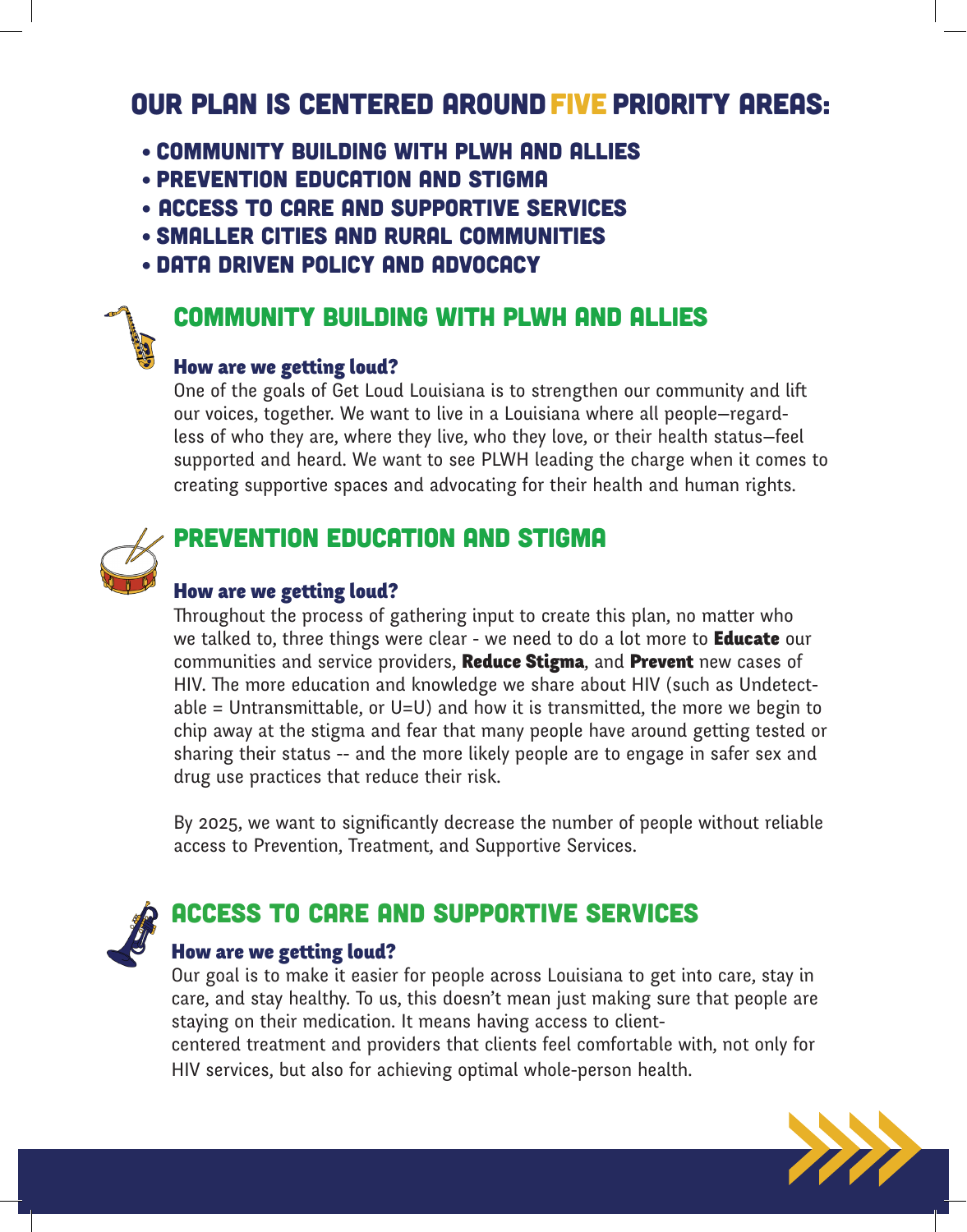# OUR PLAN IS CENTERED AROUND FIVE PRIORITY AREAS:

- COMMUNITY BUILDING WITH PLWH AND ALLIES
- PREVENTION EDUCATION AND STIGMA
- ACCESS TO CARE AND SUPPORTIVE SERVICES
- SMALLER CITIES AND RURAL COMMUNITIES
- DATA DRIVEN POLICY AND ADVOCACY

## COMMUNITY BUILDING WITH PLWH AND ALLIES

### How are we getting loud?

One of the goals of Get Loud Louisiana is to strengthen our community and lift our voices, together. We want to live in a Louisiana where all people—regardless of who they are, where they live, who they love, or their health status—feel supported and heard. We want to see PLWH leading the charge when it comes to creating supportive spaces and advocating for their health and human rights.

## PREVENTION EDUCATION AND STIGMA

### How are we getting loud?

Throughout the process of gathering input to create this plan, no matter who we talked to, three things were clear - we need to do a lot more to **Educate** our communities and service providers, **Reduce Stigma**, and **Prevent** new cases of HIV. The more education and knowledge we share about HIV (such as Undetectable = Untransmittable, or U=U) and how it is transmitted, the more we begin to chip away at the stigma and fear that many people have around getting tested or sharing their status -- and the more likely people are to engage in safer sex and drug use practices that reduce their risk.

By 2025, we want to significantly decrease the number of people without reliable access to Prevention, Treatment, and Supportive Services.

## ACCESS TO CARE AND SUPPORTIVE SERVICES

### How are we getting loud?

Our goal is to make it easier for people across Louisiana to get into care, stay in care, and stay healthy. To us, this doesn't mean just making sure that people are staying on their medication. It means having access to client-centered treatment and providers that clients feel comfortable with, not only for HIV services, but also for achieving optimal whole-person health.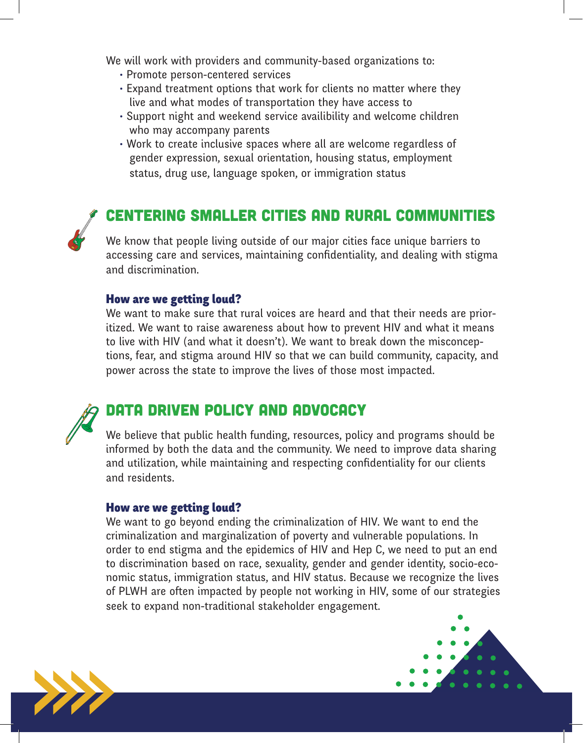We will work with providers and community-based organizations to:

- Promote person-centered services
- Expand treatment options that work for clients no matter where they live and what modes of transportation they have access to
- Support night and weekend service availibility and welcome children who may accompany parents
- Work to create inclusive spaces where all are welcome regardless of gender expression, sexual orientation, housing status, employment status, drug use, language spoken, or immigration status

## CENTERING SMALLER CITIES AND RURAL COMMUNITIES

We know that people living outside of our major cities face unique barriers to accessing care and services, maintaining confidentiality, and dealing with stigma and discrimination.

### How are we getting loud?

We want to make sure that rural voices are heard and that their needs are prioritized. We want to raise awareness about how to prevent HIV and what it means to live with HIV (and what it doesn't). We want to break down the misconceptions, fear, and stigma around HIV so that we can build community, capacity, and power across the state to improve the lives of those most impacted.

## DATA DRIVEN POLICY AND ADVOCACY

We believe that public health funding, resources, policy and programs should be informed by both the data and the community. We need to improve data sharing and utilization, while maintaining and respecting confidentiality for our clients and residents.

### How are we getting loud?

We want to go beyond ending the criminalization of HIV. We want to end the criminalization and marginalization of poverty and vulnerable populations. In order to end stigma and the epidemics of HIV and Hep C, we need to put an end to discrimination based on race, sexuality, gender and gender identity, socio-economic status, immigration status, and HIV status. Because we recognize the lives of PLWH are often impacted by people not working in HIV, some of our strategies seek to expand non-traditional stakeholder engagement.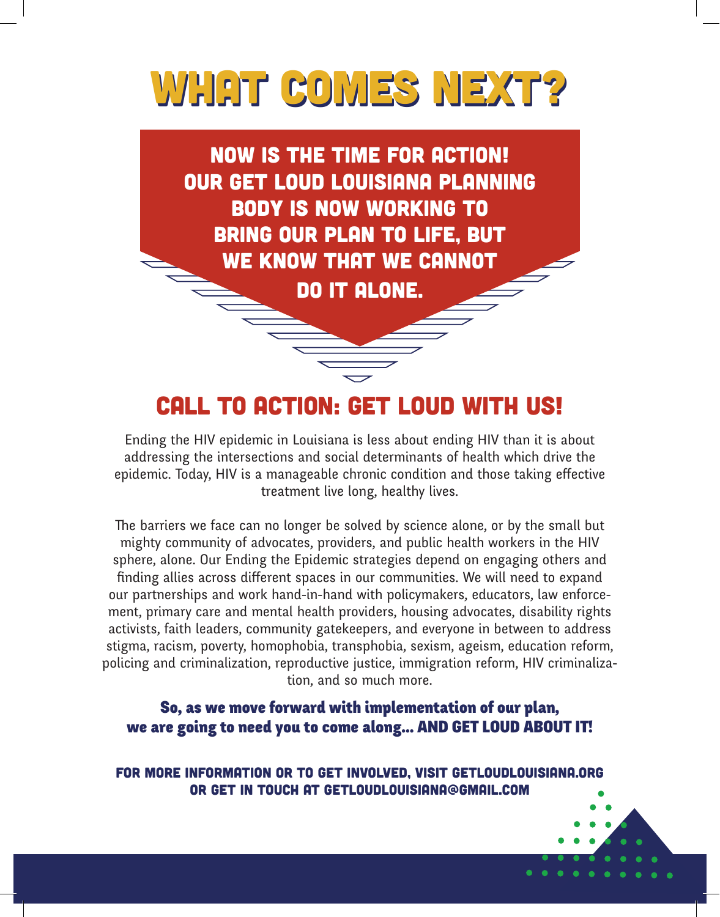# WHAT COMES NEXT?

**NOW IS THE TIME FOR ACTION! OUR GET LOUD LOUISIANA PLANNING BODY IS NOW WORKING TO BRING OUR PLAN TO LIFE, BUT WE KNOW THAT WE CANNOT DO IT ALONE.**

## CALL TO ACTION: GET LOUD WITH US!

Ending the HIV epidemic in Louisiana is less about ending HIV than it is about addressing the intersections and social determinants of health which drive the epidemic. Today, HIV is a manageable chronic condition and those taking effective treatment live long, healthy lives.

The barriers we face can no longer be solved by science alone, or by the small but mighty community of advocates, providers, and public health workers in the HIV sphere, alone. Our Ending the Epidemic strategies depend on engaging others and finding allies across different spaces in our communities. We will need to expand our partnerships and work hand-in-hand with policymakers, educators, law enforcement, primary care and mental health providers, housing advocates, disability rights activists, faith leaders, community gatekeepers, and everyone in between to address stigma, racism, poverty, homophobia, transphobia, sexism, ageism, education reform, policing and criminalization, reproductive justice, immigration reform, HIV criminalization, and so much more.

**So, as we move forward with implementation of our plan, we are going to need you to come along… AND GET LOUD ABOUT IT!**

**FOR MORE INFORMATION OR TO GET INVOLVED, VISIT GETLOUDLOUISIANA.ORG OR GET IN TOUCH AT GETLOUDLOUISIANA@GMAIL.COM**